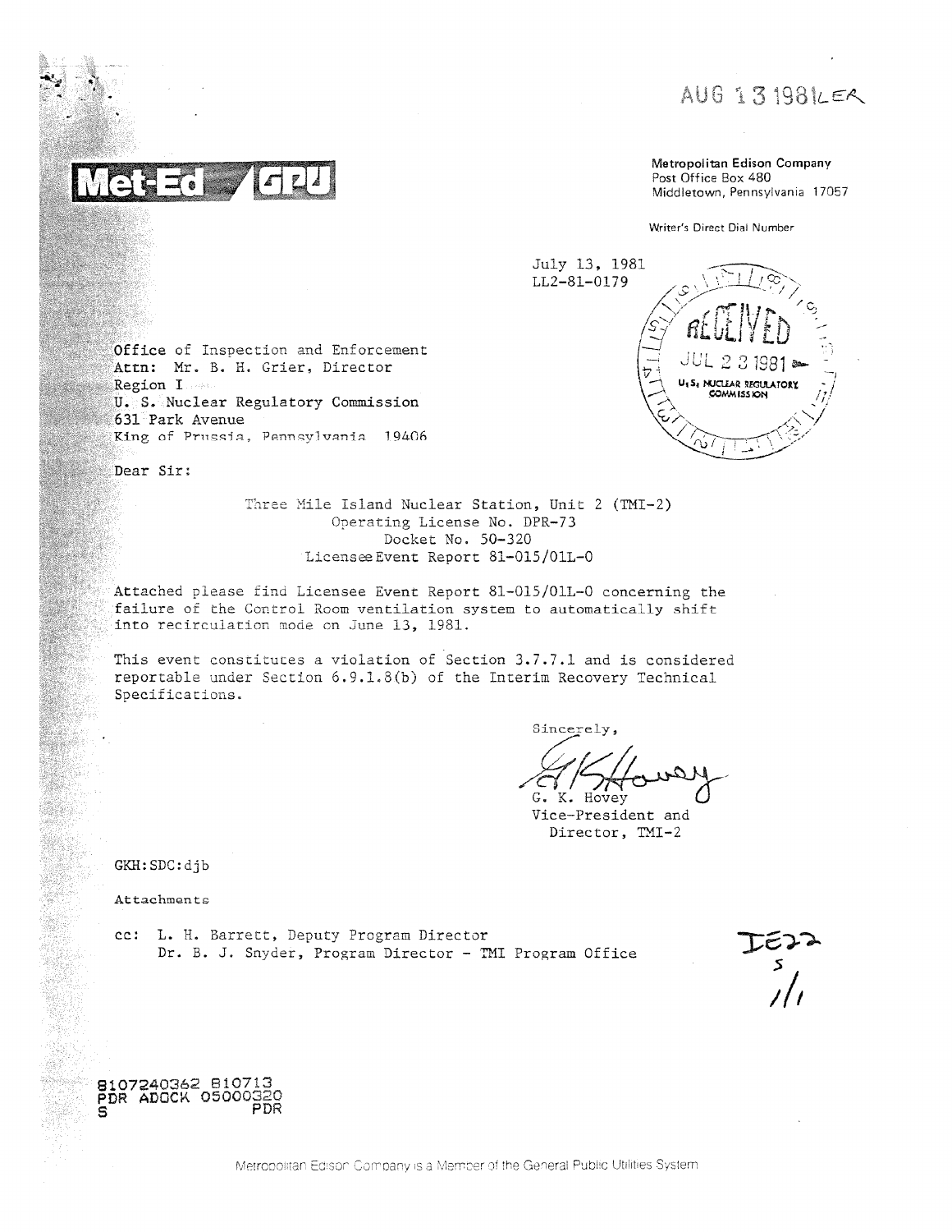AUG 13 1981 LER

**Met-Ed / GPU**

Metropolitan Edison Company
Post Office Box 480
Middletown, Pennsylvania 17057

Writer's Direct Dial Number

July 13, 1981
LL2-81-0179

RECEIVED
JUL 23 1981
U.S. NUCLEAR REGULATORY COMMISSION

Office of Inspection and Enforcement
Attn: Mr. B. H. Grier, Director
Region I
U. S. Nuclear Regulatory Commission
631 Park Avenue
King of Prussia, Pennsylvania 19406

Dear Sir:

Three Mile Island Nuclear Station, Unit 2 (TMI-2)
Operating License No. DPR-73
Docket No. 50-320
Licensee Event Report 81-015/01L-0

Attached please find Licensee Event Report 81-015/01L-0 concerning the failure of the Control Room ventilation system to automatically shift into recirculation mode on June 13, 1981.

This event constitutes a violation of Section 3.7.7.1 and is considered reportable under Section 6.9.1.8(b) of the Interim Recovery Technical Specifications.

Sincerely,

G. K. Hovey
Vice-President and
Director, TMI-2

GKH:SDC:djb

Attachments

cc: L. H. Barrett, Deputy Program Director
Dr. B. J. Snyder, Program Director - TMI Program Office

IE22
s
1/1

8107240362 810713
PDR ADOCK 05000320
S PDR

Metropolitan Edison Company is a Member of the General Public Utilities System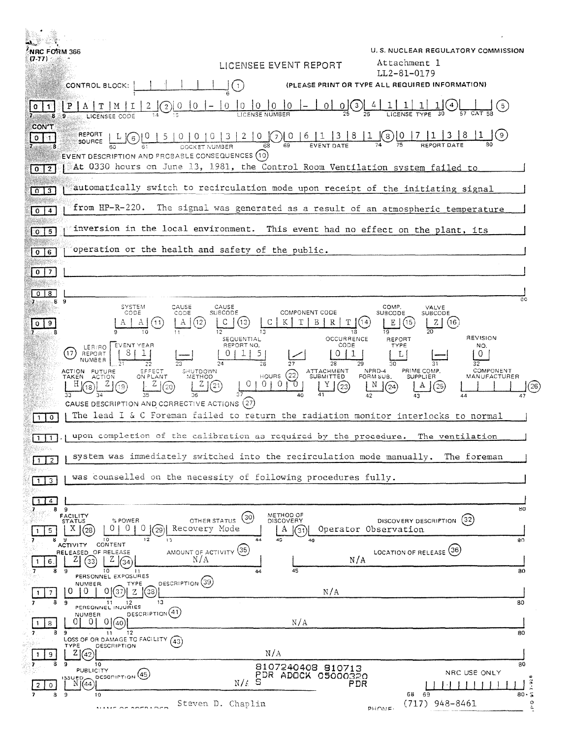NRC FORM 366 (7-77)

U. S. NUCLEAR REGULATORY COMMISSION

# LICENSEE EVENT REPORT

Attachment 1
LL2-81-0179

CONTROL BLOCK: (1) (PLEASE PRINT OR TYPE ALL REQUIRED INFORMATION)

| Field | Value |
|---|---|
| Licensee Code (7) | P A T M I 2 |
| License Number (3) | 0 0 - 0 0 0 0 0 - 0 0 |
| License Type (4) | 4 1 1 1 1 |
| CAT (5) | |
| Report Source (6) | L |
| Docket Number (7) | 0 5 0 0 0 3 2 0 |
| Event Date (8) | 0 6 1 3 8 1 |
| Report Date (9) | 0 7 1 3 8 1 |

**EVENT DESCRIPTION AND PROBABLE CONSEQUENCES (10)**

At 0330 hours on June 13, 1981, the Control Room Ventilation system failed to automatically switch to recirculation mode upon receipt of the initiating signal from HP-R-220. The signal was generated as a result of an atmospheric temperature inversion in the local environment. This event had no effect on the plant, its operation or the health and safety of the public.

| System Code (11) | Cause Code (12) | Cause Subcode (13) | Component Code (14) | Comp. Subcode (15) | Valve Subcode (16) |
|---|---|---|---|---|---|
| A A | A | C | C K T B R T | E | Z |

| LER/RO Report Number (17) | Event Year | | Sequential Report No. | | Occurrence Code | Report Type | | Revision No. |
|---|---|---|---|---|---|---|---|---|
| | 8 1 | — | 0 1 5 | / | 0 1 | L | — | 0 |

| Action Taken (18) | Future Action (19) | Effect on Plant (20) | Shutdown Method (21) | Hours (22) | Attachment Submitted (23) | NPRD-4 Form Sub. (24) | Prime Comp. Supplier (25) | Component Manufacturer (26) |
|---|---|---|---|---|---|---|---|---|
| H | Z | Z | Z | 0 0 0 0 | Y | N | A | |

**CAUSE DESCRIPTION AND CORRECTIVE ACTIONS (27)**

The lead I & C Foreman failed to return the radiation monitor interlocks to normal upon completion of the calibration as required by the procedure. The ventilation system was immediately switched into the recirculation mode manually. The foreman was counselled on the necessity of following procedures fully.

| Facility Status (28) | % Power (29) | Other Status (30) | Method of Discovery (31) | Discovery Description (32) |
|---|---|---|---|---|
| X | 0 0 0 | Recovery Mode | A | Operator Observation |

| Activity Released of Release (33) | Content (34) | Amount of Activity (35) | Location of Release (36) |
|---|---|---|---|
| Z | Z | N/A | N/A |

| Personnel Exposures Number (37) | Type (38) | Description (39) |
|---|---|---|
| 0 0 0 | Z | N/A |

| Personnel Injuries Number (40) | Description (41) |
|---|---|
| 0 0 0 | N/A |

| Loss of or Damage to Facility Type (42) | Description (43) |
|---|---|
| Z | N/A |

| Publicity Issued (44) | Description (45) |
|---|---|
| N | N/A |

8107240408 810713
PDR ADOCK 05000320
S PDR

NRC USE ONLY

NAME OF PREPARER: Steven D. Chaplin PHONE: (717) 948-8461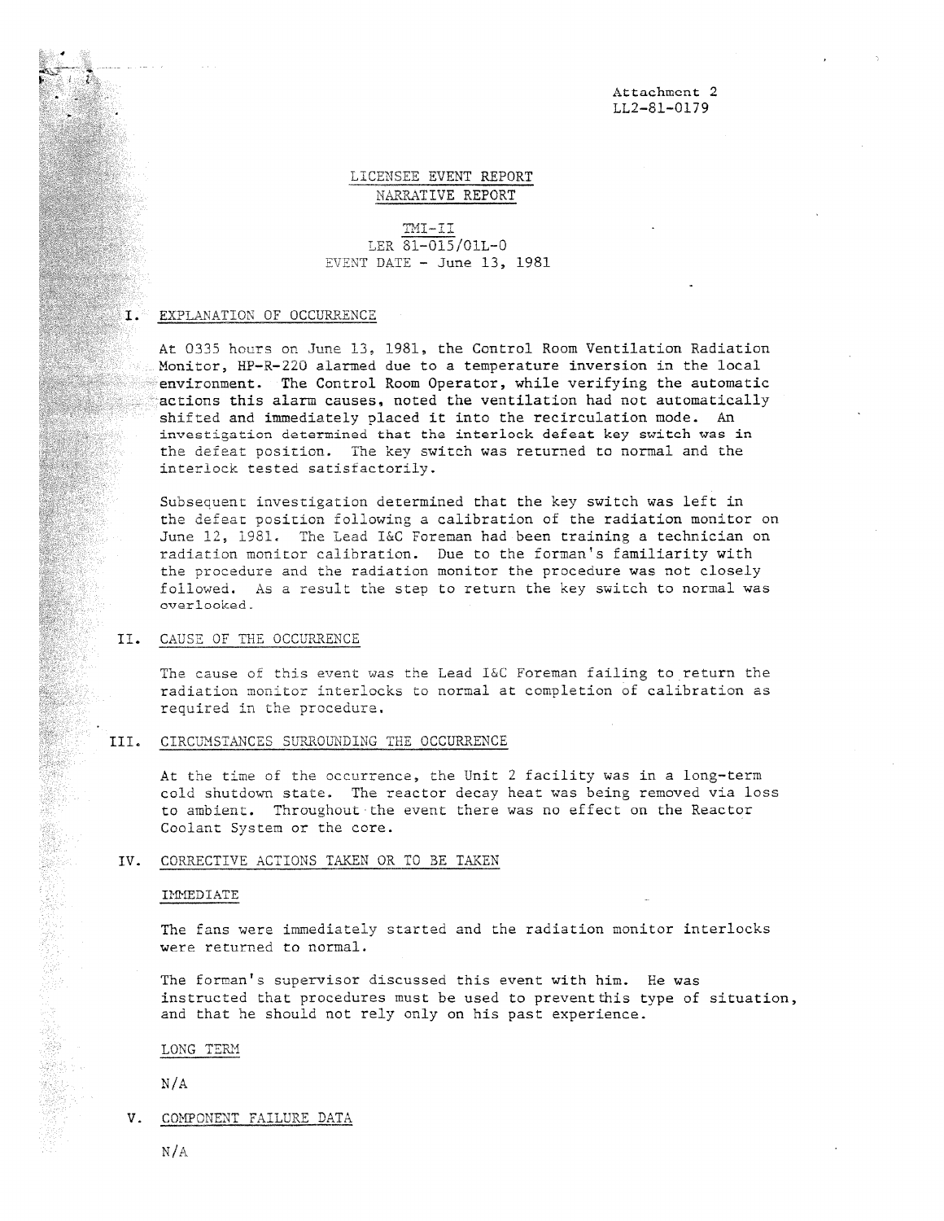Attachment 2
LL2-81-0179

# LICENSEE EVENT REPORT
## NARRATIVE REPORT

TMI-II
LER 81-015/01L-0
EVENT DATE - June 13, 1981

## I. EXPLANATION OF OCCURRENCE

At 0335 hours on June 13, 1981, the Control Room Ventilation Radiation Monitor, HP-R-220 alarmed due to a temperature inversion in the local environment. The Control Room Operator, while verifying the automatic actions this alarm causes, noted the ventilation had not automatically shifted and immediately placed it into the recirculation mode. An investigation determined that the interlock defeat key switch was in the defeat position. The key switch was returned to normal and the interlock tested satisfactorily.

Subsequent investigation determined that the key switch was left in the defeat position following a calibration of the radiation monitor on June 12, 1981. The Lead I&C Foreman had been training a technician on radiation monitor calibration. Due to the forman's familiarity with the procedure and the radiation monitor the procedure was not closely followed. As a result the step to return the key switch to normal was overlooked.

## II. CAUSE OF THE OCCURRENCE

The cause of this event was the Lead I&C Foreman failing to return the radiation monitor interlocks to normal at completion of calibration as required in the procedure.

## III. CIRCUMSTANCES SURROUNDING THE OCCURRENCE

At the time of the occurrence, the Unit 2 facility was in a long-term cold shutdown state. The reactor decay heat was being removed via loss to ambient. Throughout the event there was no effect on the Reactor Coolant System or the core.

## IV. CORRECTIVE ACTIONS TAKEN OR TO BE TAKEN

### IMMEDIATE

The fans were immediately started and the radiation monitor interlocks were returned to normal.

The forman's supervisor discussed this event with him. He was instructed that procedures must be used to prevent this type of situation, and that he should not rely only on his past experience.

### LONG TERM

N/A

## V. COMPONENT FAILURE DATA

N/A